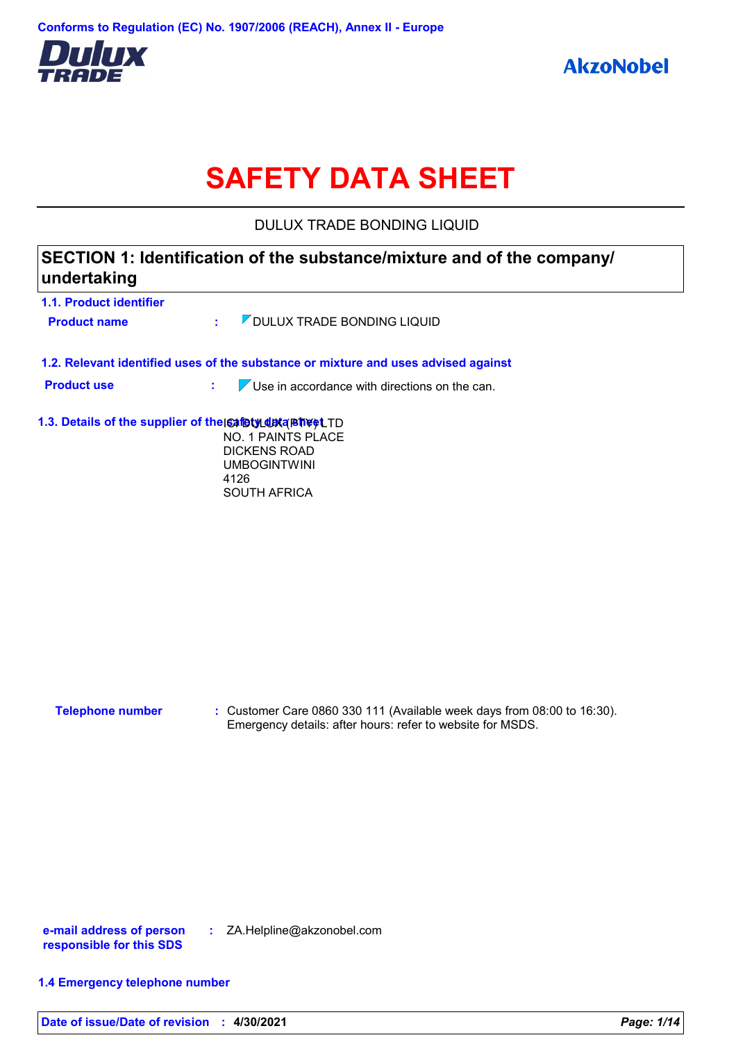Conforms to Regulation (EC) No. 1907/2006 (REACH), Annex II - Europe

Dulux TRADE

AkzoNobel

# SAFETY DATA SHEET

DULUX TRADE BONDING LIQUID

## SECTION 1: Identification of the substance/mixture and of the company/ undertaking

### 1.1. Product identifier

**Product name** : DULUX TRADE BONDING LIQUID

### 1.2. Relevant identified uses of the substance or mixture and uses advised against

**Product use** : Use in accordance with directions on the can.

### 1.3. Details of the supplier of the safety data sheet

DULUX (PTY) LTD
NO. 1 PAINTS PLACE
DICKENS ROAD
UMBOGINTWINI
4126
SOUTH AFRICA

**Telephone number** : Customer Care 0860 330 111 (Available week days from 08:00 to 16:30).
Emergency details: after hours: refer to website for MSDS.

**e-mail address of person responsible for this SDS** : ZA.Helpline@akzonobel.com

### 1.4 Emergency telephone number

**Date of issue/Date of revision** : 4/30/2021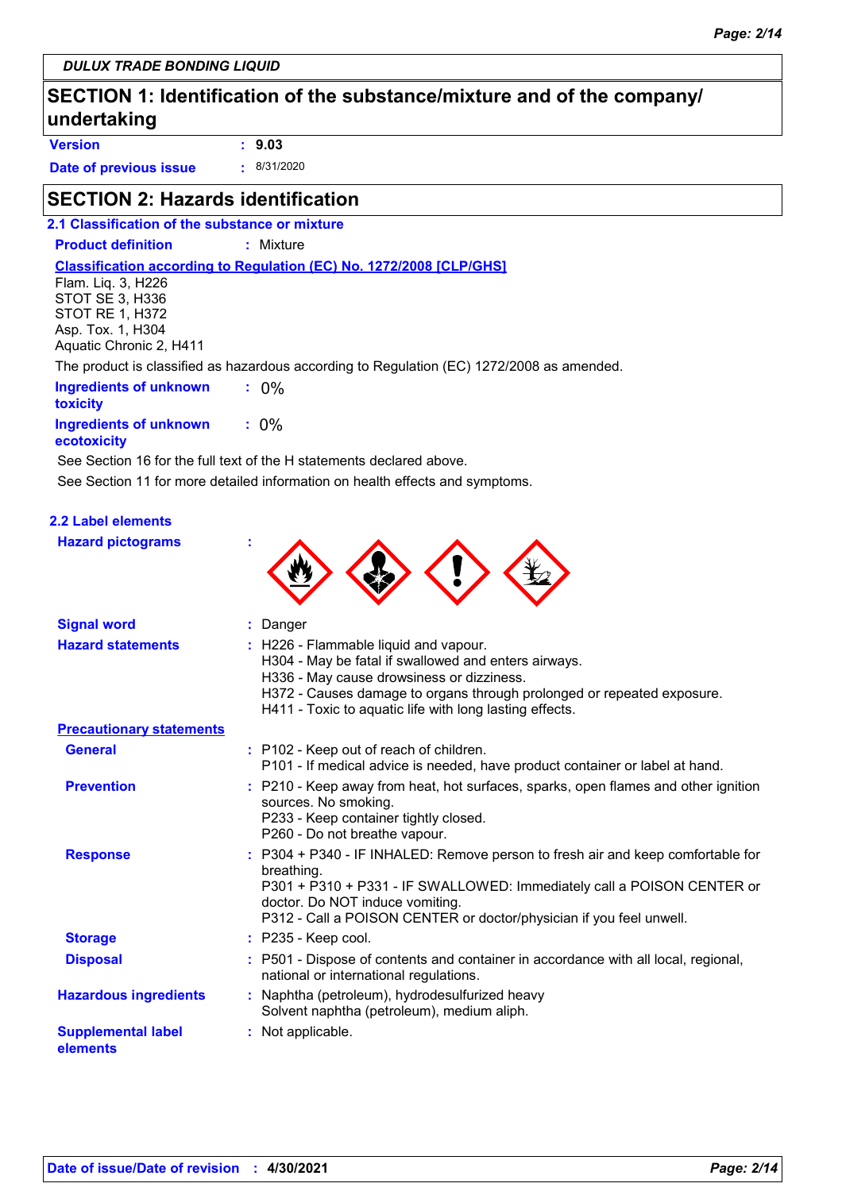**DULUX TRADE BONDING LIQUID**

## SECTION 1: Identification of the substance/mixture and of the company/undertaking

**Version** : **9.03**

**Date of previous issue** : 8/31/2020

## SECTION 2: Hazards identification

### 2.1 Classification of the substance or mixture

**Product definition** : Mixture

**Classification according to Regulation (EC) No. 1272/2008 [CLP/GHS]**

Flam. Liq. 3, H226
STOT SE 3, H336
STOT RE 1, H372
Asp. Tox. 1, H304
Aquatic Chronic 2, H411

The product is classified as hazardous according to Regulation (EC) 1272/2008 as amended.

**Ingredients of unknown toxicity** : 0%

**Ingredients of unknown ecotoxicity** : 0%

See Section 16 for the full text of the H statements declared above.

See Section 11 for more detailed information on health effects and symptoms.

### 2.2 Label elements

**Hazard pictograms** :

**Signal word** : Danger

**Hazard statements** :
H226 - Flammable liquid and vapour.
H304 - May be fatal if swallowed and enters airways.
H336 - May cause drowsiness or dizziness.
H372 - Causes damage to organs through prolonged or repeated exposure.
H411 - Toxic to aquatic life with long lasting effects.

**Precautionary statements**

**General** :
P102 - Keep out of reach of children.
P101 - If medical advice is needed, have product container or label at hand.

**Prevention** :
P210 - Keep away from heat, hot surfaces, sparks, open flames and other ignition sources. No smoking.
P233 - Keep container tightly closed.
P260 - Do not breathe vapour.

**Response** :
P304 + P340 - IF INHALED: Remove person to fresh air and keep comfortable for breathing.
P301 + P310 + P331 - IF SWALLOWED: Immediately call a POISON CENTER or doctor. Do NOT induce vomiting.
P312 - Call a POISON CENTER or doctor/physician if you feel unwell.

**Storage** : P235 - Keep cool.

**Disposal** : P501 - Dispose of contents and container in accordance with all local, regional, national or international regulations.

**Hazardous ingredients** :
Naphtha (petroleum), hydrodesulfurized heavy
Solvent naphtha (petroleum), medium aliph.

**Supplemental label elements** : Not applicable.

**Date of issue/Date of revision** : **4/30/2021**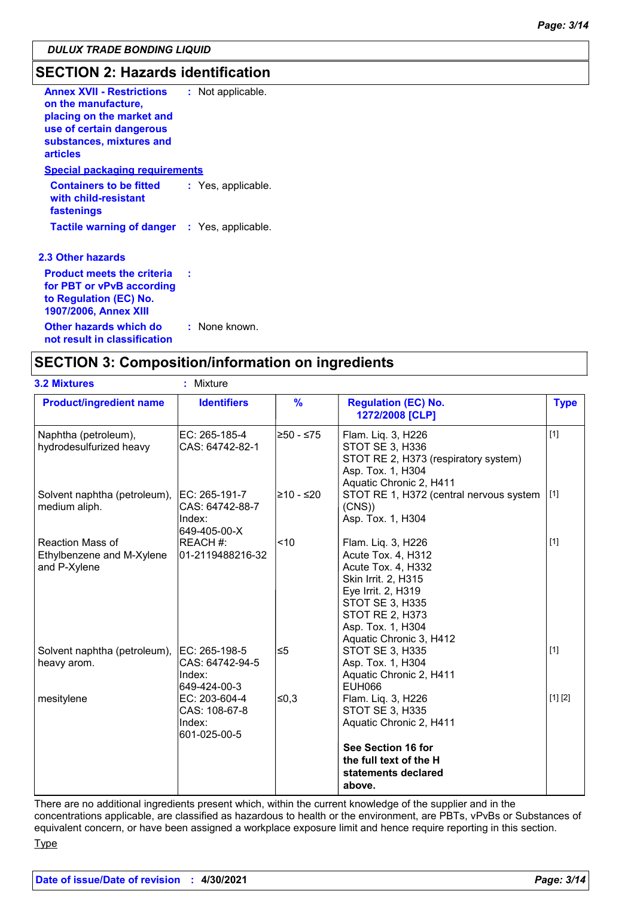DULUX TRADE BONDING LIQUID

## SECTION 2: Hazards identification

**Annex XVII - Restrictions on the manufacture, placing on the market and use of certain dangerous substances, mixtures and articles** : Not applicable.

**Special packaging requirements**

**Containers to be fitted with child-resistant fastenings** : Yes, applicable.

**Tactile warning of danger** : Yes, applicable.

### 2.3 Other hazards

**Product meets the criteria for PBT or vPvB according to Regulation (EC) No. 1907/2006, Annex XIII** :

**Other hazards which do not result in classification** : None known.

## SECTION 3: Composition/information on ingredients

**3.2 Mixtures** : Mixture

| Product/ingredient name | Identifiers | % | Regulation (EC) No. 1272/2008 [CLP] | Type |
|---|---|---|---|---|
| Naphtha (petroleum), hydrodesulfurized heavy | EC: 265-185-4<br>CAS: 64742-82-1 | ≥50 - ≤75 | Flam. Liq. 3, H226<br>STOT SE 3, H336<br>STOT RE 2, H373 (respiratory system)<br>Asp. Tox. 1, H304<br>Aquatic Chronic 2, H411 | [1] |
| Solvent naphtha (petroleum), medium aliph. | EC: 265-191-7<br>CAS: 64742-88-7<br>Index: 649-405-00-X | ≥10 - ≤20 | STOT RE 1, H372 (central nervous system (CNS))<br>Asp. Tox. 1, H304 | [1] |
| Reaction Mass of Ethylbenzene and M-Xylene and P-Xylene | REACH #: 01-2119488216-32 | <10 | Flam. Liq. 3, H226<br>Acute Tox. 4, H312<br>Acute Tox. 4, H332<br>Skin Irrit. 2, H315<br>Eye Irrit. 2, H319<br>STOT SE 3, H335<br>STOT RE 2, H373<br>Asp. Tox. 1, H304<br>Aquatic Chronic 3, H412 | [1] |
| Solvent naphtha (petroleum), heavy arom. | EC: 265-198-5<br>CAS: 64742-94-5<br>Index: 649-424-00-3 | ≤5 | STOT SE 3, H335<br>Asp. Tox. 1, H304<br>Aquatic Chronic 2, H411<br>EUH066 | [1] |
| mesitylene | EC: 203-604-4<br>CAS: 108-67-8<br>Index: 601-025-00-5 | ≤0,3 | Flam. Liq. 3, H226<br>STOT SE 3, H335<br>Aquatic Chronic 2, H411<br><br>**See Section 16 for the full text of the H statements declared above.** | [1] [2] |

There are no additional ingredients present which, within the current knowledge of the supplier and in the concentrations applicable, are classified as hazardous to health or the environment, are PBTs, vPvBs or Substances of equivalent concern, or have been assigned a workplace exposure limit and hence require reporting in this section.

Type

**Date of issue/Date of revision** : **4/30/2021**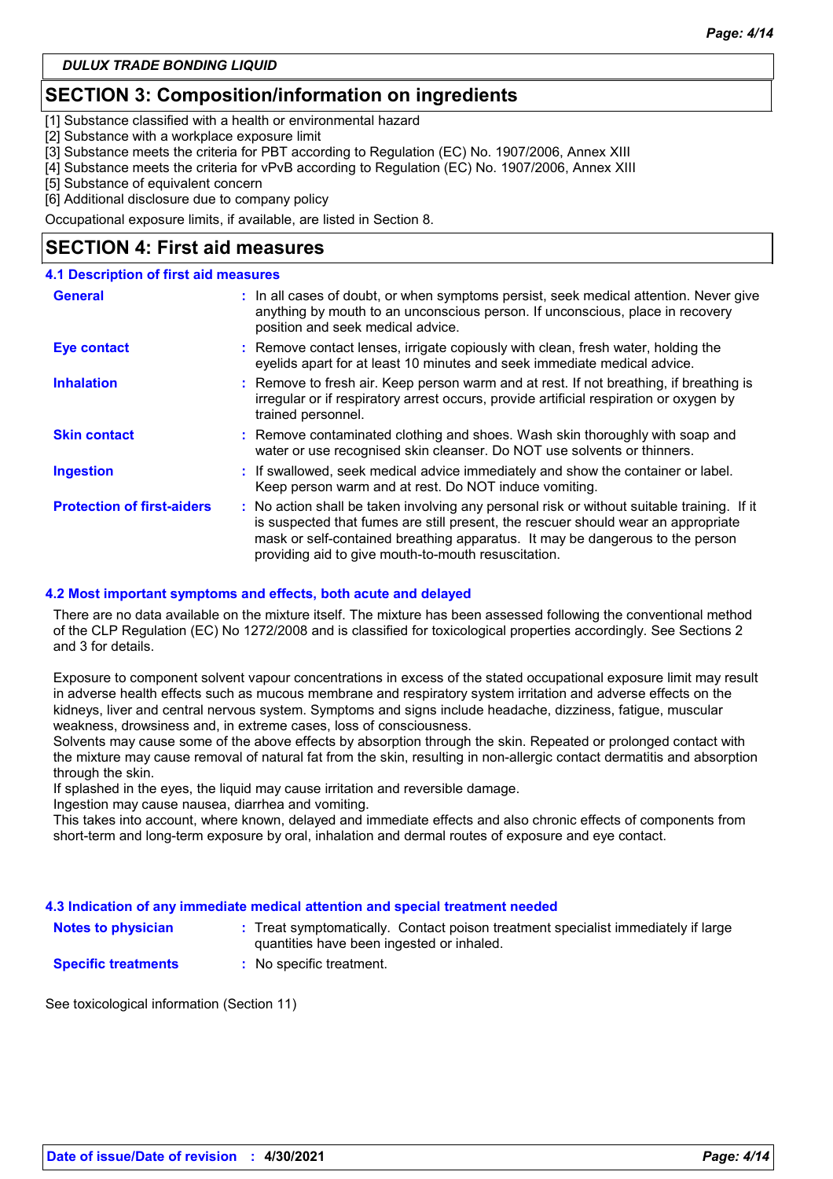## SECTION 3: Composition/information on ingredients

[1] Substance classified with a health or environmental hazard
[2] Substance with a workplace exposure limit
[3] Substance meets the criteria for PBT according to Regulation (EC) No. 1907/2006, Annex XIII
[4] Substance meets the criteria for vPvB according to Regulation (EC) No. 1907/2006, Annex XIII
[5] Substance of equivalent concern
[6] Additional disclosure due to company policy

Occupational exposure limits, if available, are listed in Section 8.

## SECTION 4: First aid measures

### 4.1 Description of first aid measures

| | |
|---|---|
| **General** | : In all cases of doubt, or when symptoms persist, seek medical attention. Never give anything by mouth to an unconscious person. If unconscious, place in recovery position and seek medical advice. |
| **Eye contact** | : Remove contact lenses, irrigate copiously with clean, fresh water, holding the eyelids apart for at least 10 minutes and seek immediate medical advice. |
| **Inhalation** | : Remove to fresh air. Keep person warm and at rest. If not breathing, if breathing is irregular or if respiratory arrest occurs, provide artificial respiration or oxygen by trained personnel. |
| **Skin contact** | : Remove contaminated clothing and shoes. Wash skin thoroughly with soap and water or use recognised skin cleanser. Do NOT use solvents or thinners. |
| **Ingestion** | : If swallowed, seek medical advice immediately and show the container or label. Keep person warm and at rest. Do NOT induce vomiting. |
| **Protection of first-aiders** | : No action shall be taken involving any personal risk or without suitable training. If it is suspected that fumes are still present, the rescuer should wear an appropriate mask or self-contained breathing apparatus. It may be dangerous to the person providing aid to give mouth-to-mouth resuscitation. |

### 4.2 Most important symptoms and effects, both acute and delayed

There are no data available on the mixture itself. The mixture has been assessed following the conventional method of the CLP Regulation (EC) No 1272/2008 and is classified for toxicological properties accordingly. See Sections 2 and 3 for details.

Exposure to component solvent vapour concentrations in excess of the stated occupational exposure limit may result in adverse health effects such as mucous membrane and respiratory system irritation and adverse effects on the kidneys, liver and central nervous system. Symptoms and signs include headache, dizziness, fatigue, muscular weakness, drowsiness and, in extreme cases, loss of consciousness.
Solvents may cause some of the above effects by absorption through the skin. Repeated or prolonged contact with the mixture may cause removal of natural fat from the skin, resulting in non-allergic contact dermatitis and absorption through the skin.
If splashed in the eyes, the liquid may cause irritation and reversible damage.
Ingestion may cause nausea, diarrhea and vomiting.
This takes into account, where known, delayed and immediate effects and also chronic effects of components from short-term and long-term exposure by oral, inhalation and dermal routes of exposure and eye contact.

### 4.3 Indication of any immediate medical attention and special treatment needed

| | |
|---|---|
| **Notes to physician** | : Treat symptomatically. Contact poison treatment specialist immediately if large quantities have been ingested or inhaled. |
| **Specific treatments** | : No specific treatment. |

See toxicological information (Section 11)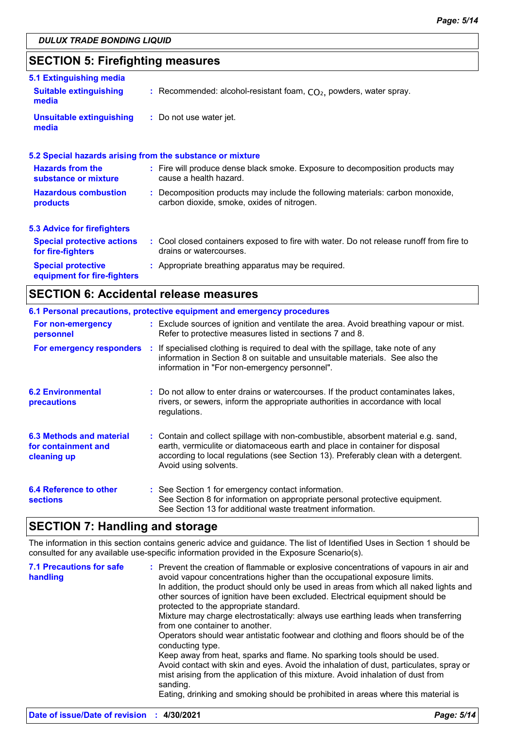## SECTION 5: Firefighting measures

### 5.1 Extinguishing media

**Suitable extinguishing media** : Recommended: alcohol-resistant foam, $CO_2$, powders, water spray.

**Unsuitable extinguishing media** : Do not use water jet.

### 5.2 Special hazards arising from the substance or mixture

**Hazards from the substance or mixture** : Fire will produce dense black smoke. Exposure to decomposition products may cause a health hazard.

**Hazardous combustion products** : Decomposition products may include the following materials: carbon monoxide, carbon dioxide, smoke, oxides of nitrogen.

### 5.3 Advice for firefighters

**Special protective actions for fire-fighters** : Cool closed containers exposed to fire with water. Do not release runoff from fire to drains or watercourses.

**Special protective equipment for fire-fighters** : Appropriate breathing apparatus may be required.

## SECTION 6: Accidental release measures

### 6.1 Personal precautions, protective equipment and emergency procedures

**For non-emergency personnel** : Exclude sources of ignition and ventilate the area. Avoid breathing vapour or mist. Refer to protective measures listed in sections 7 and 8.

**For emergency responders** : If specialised clothing is required to deal with the spillage, take note of any information in Section 8 on suitable and unsuitable materials. See also the information in "For non-emergency personnel".

**6.2 Environmental precautions** : Do not allow to enter drains or watercourses. If the product contaminates lakes, rivers, or sewers, inform the appropriate authorities in accordance with local regulations.

**6.3 Methods and material for containment and cleaning up** : Contain and collect spillage with non-combustible, absorbent material e.g. sand, earth, vermiculite or diatomaceous earth and place in container for disposal according to local regulations (see Section 13). Preferably clean with a detergent. Avoid using solvents.

**6.4 Reference to other sections** : See Section 1 for emergency contact information.
See Section 8 for information on appropriate personal protective equipment.
See Section 13 for additional waste treatment information.

## SECTION 7: Handling and storage

The information in this section contains generic advice and guidance. The list of Identified Uses in Section 1 should be consulted for any available use-specific information provided in the Exposure Scenario(s).

**7.1 Precautions for safe handling** : Prevent the creation of flammable or explosive concentrations of vapours in air and avoid vapour concentrations higher than the occupational exposure limits.
In addition, the product should only be used in areas from which all naked lights and other sources of ignition have been excluded. Electrical equipment should be protected to the appropriate standard.
Mixture may charge electrostatically: always use earthing leads when transferring from one container to another.
Operators should wear antistatic footwear and clothing and floors should be of the conducting type.
Keep away from heat, sparks and flame. No sparking tools should be used.
Avoid contact with skin and eyes. Avoid the inhalation of dust, particulates, spray or mist arising from the application of this mixture. Avoid inhalation of dust from sanding.
Eating, drinking and smoking should be prohibited in areas where this material is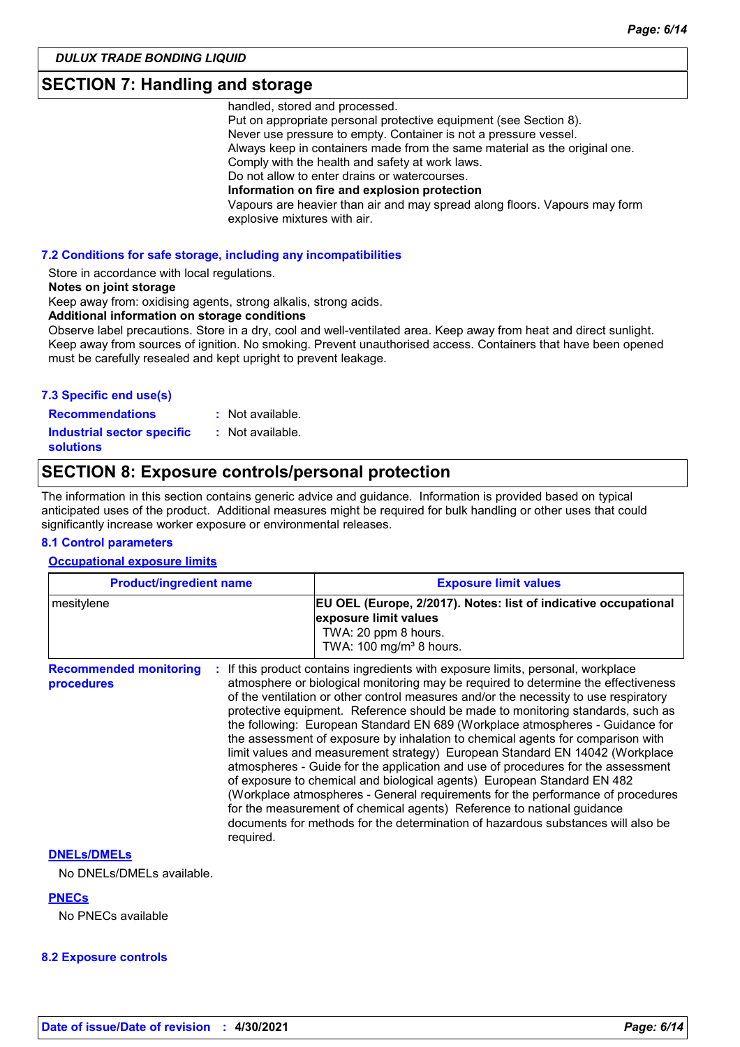## SECTION 7: Handling and storage

handled, stored and processed.
Put on appropriate personal protective equipment (see Section 8).
Never use pressure to empty. Container is not a pressure vessel.
Always keep in containers made from the same material as the original one.
Comply with the health and safety at work laws.
Do not allow to enter drains or watercourses.

**Information on fire and explosion protection**

Vapours are heavier than air and may spread along floors. Vapours may form explosive mixtures with air.

### 7.2 Conditions for safe storage, including any incompatibilities

Store in accordance with local regulations.

**Notes on joint storage**

Keep away from: oxidising agents, strong alkalis, strong acids.

**Additional information on storage conditions**

Observe label precautions. Store in a dry, cool and well-ventilated area. Keep away from heat and direct sunlight. Keep away from sources of ignition. No smoking. Prevent unauthorised access. Containers that have been opened must be carefully resealed and kept upright to prevent leakage.

### 7.3 Specific end use(s)

**Recommendations** : Not available.

**Industrial sector specific solutions** : Not available.

## SECTION 8: Exposure controls/personal protection

The information in this section contains generic advice and guidance. Information is provided based on typical anticipated uses of the product. Additional measures might be required for bulk handling or other uses that could significantly increase worker exposure or environmental releases.

### 8.1 Control parameters

#### Occupational exposure limits

| Product/ingredient name | Exposure limit values |
|---|---|
| mesitylene | **EU OEL (Europe, 2/2017). Notes: list of indicative occupational exposure limit values**<br>TWA: 20 ppm 8 hours.<br>TWA: 100 mg/m³ 8 hours. |

**Recommended monitoring procedures** : If this product contains ingredients with exposure limits, personal, workplace atmosphere or biological monitoring may be required to determine the effectiveness of the ventilation or other control measures and/or the necessity to use respiratory protective equipment. Reference should be made to monitoring standards, such as the following: European Standard EN 689 (Workplace atmospheres - Guidance for the assessment of exposure by inhalation to chemical agents for comparison with limit values and measurement strategy) European Standard EN 14042 (Workplace atmospheres - Guide for the application and use of procedures for the assessment of exposure to chemical and biological agents) European Standard EN 482 (Workplace atmospheres - General requirements for the performance of procedures for the measurement of chemical agents) Reference to national guidance documents for methods for the determination of hazardous substances will also be required.

#### DNELs/DMELs

No DNELs/DMELs available.

#### PNECs

No PNECs available

### 8.2 Exposure controls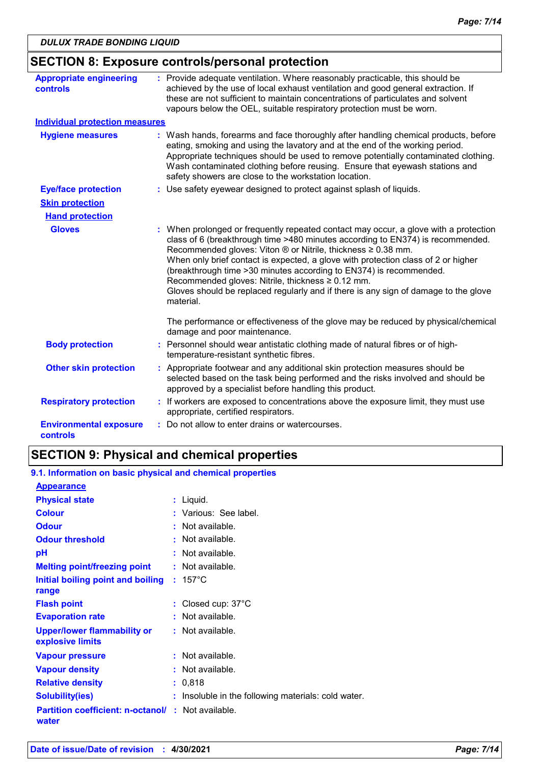DULUX TRADE BONDING LIQUID

## SECTION 8: Exposure controls/personal protection

**Appropriate engineering controls** : Provide adequate ventilation. Where reasonably practicable, this should be achieved by the use of local exhaust ventilation and good general extraction. If these are not sufficient to maintain concentrations of particulates and solvent vapours below the OEL, suitable respiratory protection must be worn.

**Individual protection measures**

**Hygiene measures** : Wash hands, forearms and face thoroughly after handling chemical products, before eating, smoking and using the lavatory and at the end of the working period. Appropriate techniques should be used to remove potentially contaminated clothing. Wash contaminated clothing before reusing. Ensure that eyewash stations and safety showers are close to the workstation location.

**Eye/face protection** : Use safety eyewear designed to protect against splash of liquids.

**Skin protection**

**Hand protection**

**Gloves** : When prolonged or frequently repeated contact may occur, a glove with a protection class of 6 (breakthrough time >480 minutes according to EN374) is recommended. Recommended gloves: Viton ® or Nitrile, thickness ≥ 0.38 mm.
When only brief contact is expected, a glove with protection class of 2 or higher (breakthrough time >30 minutes according to EN374) is recommended. Recommended gloves: Nitrile, thickness ≥ 0.12 mm.
Gloves should be replaced regularly and if there is any sign of damage to the glove material.

The performance or effectiveness of the glove may be reduced by physical/chemical damage and poor maintenance.

**Body protection** : Personnel should wear antistatic clothing made of natural fibres or of high-temperature-resistant synthetic fibres.

**Other skin protection** : Appropriate footwear and any additional skin protection measures should be selected based on the task being performed and the risks involved and should be approved by a specialist before handling this product.

**Respiratory protection** : If workers are exposed to concentrations above the exposure limit, they must use appropriate, certified respirators.

**Environmental exposure controls** : Do not allow to enter drains or watercourses.

## SECTION 9: Physical and chemical properties

### 9.1. Information on basic physical and chemical properties

**Appearance**

| Property | Value |
|---|---|
| Physical state | Liquid. |
| Colour | Various: See label. |
| Odour | Not available. |
| Odour threshold | Not available. |
| pH | Not available. |
| Melting point/freezing point | Not available. |
| Initial boiling point and boiling range | 157°C |
| Flash point | Closed cup: 37°C |
| Evaporation rate | Not available. |
| Upper/lower flammability or explosive limits | Not available. |
| Vapour pressure | Not available. |
| Vapour density | Not available. |
| Relative density | 0,818 |
| Solubility(ies) | Insoluble in the following materials: cold water. |
| Partition coefficient: n-octanol/water | Not available. |

Date of issue/Date of revision : 4/30/2021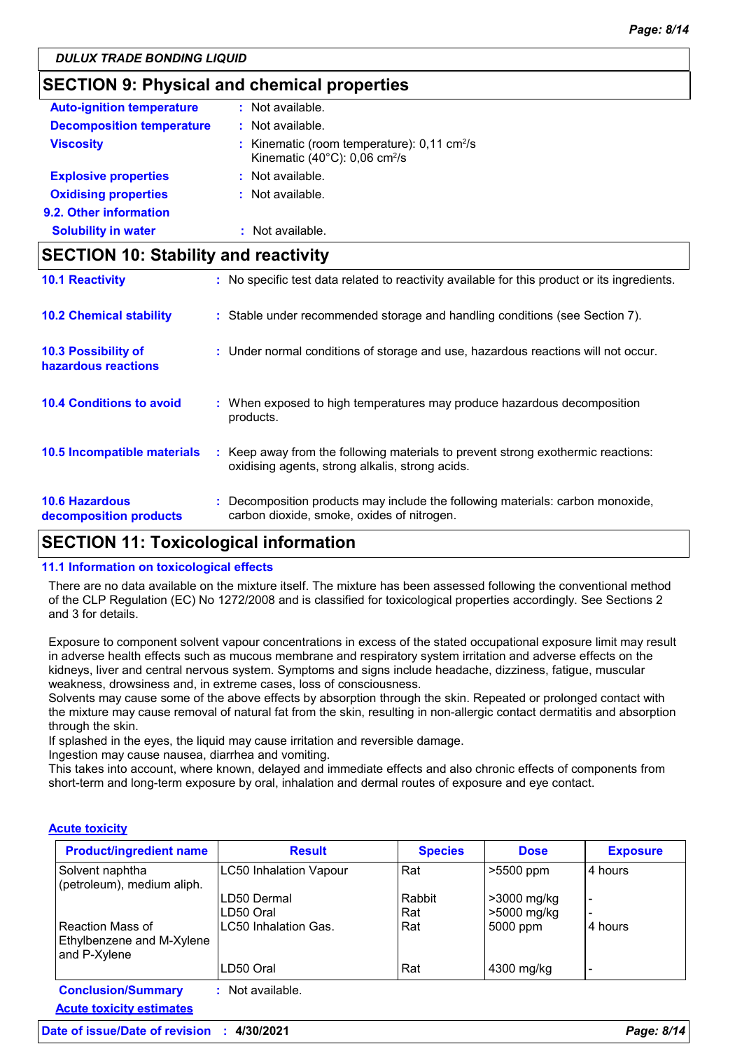DULUX TRADE BONDING LIQUID

## SECTION 9: Physical and chemical properties

**Auto-ignition temperature** : Not available.

**Decomposition temperature** : Not available.

**Viscosity** : Kinematic (room temperature): 0,11 $cm^2/s$
Kinematic (40°C): 0,06 $cm^2/s$

**Explosive properties** : Not available.

**Oxidising properties** : Not available.

**9.2. Other information**

**Solubility in water** : Not available.

## SECTION 10: Stability and reactivity

**10.1 Reactivity** : No specific test data related to reactivity available for this product or its ingredients.

**10.2 Chemical stability** : Stable under recommended storage and handling conditions (see Section 7).

**10.3 Possibility of hazardous reactions** : Under normal conditions of storage and use, hazardous reactions will not occur.

**10.4 Conditions to avoid** : When exposed to high temperatures may produce hazardous decomposition products.

**10.5 Incompatible materials** : Keep away from the following materials to prevent strong exothermic reactions: oxidising agents, strong alkalis, strong acids.

**10.6 Hazardous decomposition products** : Decomposition products may include the following materials: carbon monoxide, carbon dioxide, smoke, oxides of nitrogen.

## SECTION 11: Toxicological information

**11.1 Information on toxicological effects**

There are no data available on the mixture itself. The mixture has been assessed following the conventional method of the CLP Regulation (EC) No 1272/2008 and is classified for toxicological properties accordingly. See Sections 2 and 3 for details.

Exposure to component solvent vapour concentrations in excess of the stated occupational exposure limit may result in adverse health effects such as mucous membrane and respiratory system irritation and adverse effects on the kidneys, liver and central nervous system. Symptoms and signs include headache, dizziness, fatigue, muscular weakness, drowsiness and, in extreme cases, loss of consciousness.
Solvents may cause some of the above effects by absorption through the skin. Repeated or prolonged contact with the mixture may cause removal of natural fat from the skin, resulting in non-allergic contact dermatitis and absorption through the skin.
If splashed in the eyes, the liquid may cause irritation and reversible damage.
Ingestion may cause nausea, diarrhea and vomiting.
This takes into account, where known, delayed and immediate effects and also chronic effects of components from short-term and long-term exposure by oral, inhalation and dermal routes of exposure and eye contact.

**Acute toxicity**

| Product/ingredient name | Result | Species | Dose | Exposure |
|---|---|---|---|---|
| Solvent naphtha (petroleum), medium aliph. | LC50 Inhalation Vapour | Rat | >5500 ppm | 4 hours |
| | LD50 Dermal | Rabbit | >3000 mg/kg | - |
| | LD50 Oral | Rat | >5000 mg/kg | - |
| Reaction Mass of Ethylbenzene and M-Xylene and P-Xylene | LC50 Inhalation Gas. | Rat | 5000 ppm | 4 hours |
| | LD50 Oral | Rat | 4300 mg/kg | - |

**Conclusion/Summary** : Not available.

**Acute toxicity estimates**

**Date of issue/Date of revision** : **4/30/2021**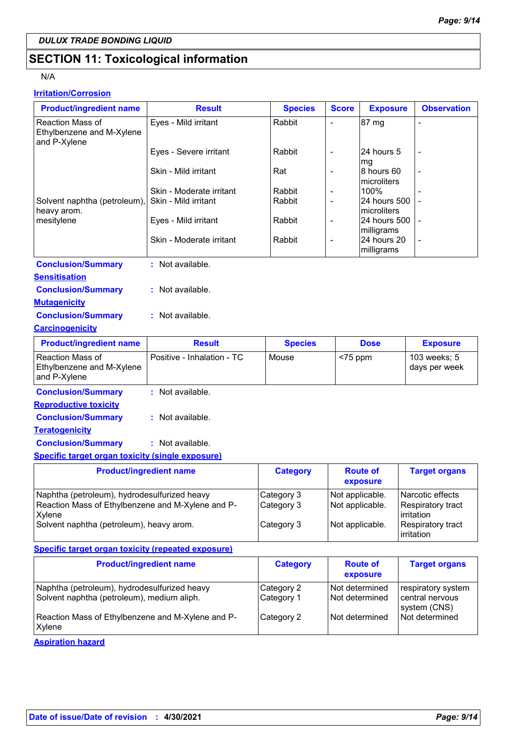DULUX TRADE BONDING LIQUID

## SECTION 11: Toxicological information

N/A

**Irritation/Corrosion**

| Product/ingredient name | Result | Species | Score | Exposure | Observation |
|---|---|---|---|---|---|
| Reaction Mass of Ethylbenzene and M-Xylene and P-Xylene | Eyes - Mild irritant | Rabbit | - | 87 mg | - |
| | Eyes - Severe irritant | Rabbit | - | 24 hours 5 mg | - |
| | Skin - Mild irritant | Rat | - | 8 hours 60 microliters | - |
| | Skin - Moderate irritant | Rabbit | - | 100% | - |
| Solvent naphtha (petroleum), heavy arom. | Skin - Mild irritant | Rabbit | - | 24 hours 500 microliters | - |
| mesitylene | Eyes - Mild irritant | Rabbit | - | 24 hours 500 milligrams | - |
| | Skin - Moderate irritant | Rabbit | - | 24 hours 20 milligrams | - |

**Conclusion/Summary** : Not available.

**Sensitisation**

**Conclusion/Summary** : Not available.

**Mutagenicity**

**Conclusion/Summary** : Not available.

**Carcinogenicity**

| Product/ingredient name | Result | Species | Dose | Exposure |
|---|---|---|---|---|
| Reaction Mass of Ethylbenzene and M-Xylene and P-Xylene | Positive - Inhalation - TC | Mouse | <75 ppm | 103 weeks; 5 days per week |

**Conclusion/Summary** : Not available.

**Reproductive toxicity**

**Conclusion/Summary** : Not available.

**Teratogenicity**

**Conclusion/Summary** : Not available.

**Specific target organ toxicity (single exposure)**

| Product/ingredient name | Category | Route of exposure | Target organs |
|---|---|---|---|
| Naphtha (petroleum), hydrodesulfurized heavy | Category 3 | Not applicable. | Narcotic effects |
| Reaction Mass of Ethylbenzene and M-Xylene and P-Xylene | Category 3 | Not applicable. | Respiratory tract irritation |
| Solvent naphtha (petroleum), heavy arom. | Category 3 | Not applicable. | Respiratory tract irritation |

**Specific target organ toxicity (repeated exposure)**

| Product/ingredient name | Category | Route of exposure | Target organs |
|---|---|---|---|
| Naphtha (petroleum), hydrodesulfurized heavy | Category 2 | Not determined | respiratory system |
| Solvent naphtha (petroleum), medium aliph. | Category 1 | Not determined | central nervous system (CNS) |
| Reaction Mass of Ethylbenzene and M-Xylene and P-Xylene | Category 2 | Not determined | Not determined |

**Aspiration hazard**

Date of issue/Date of revision : 4/30/2021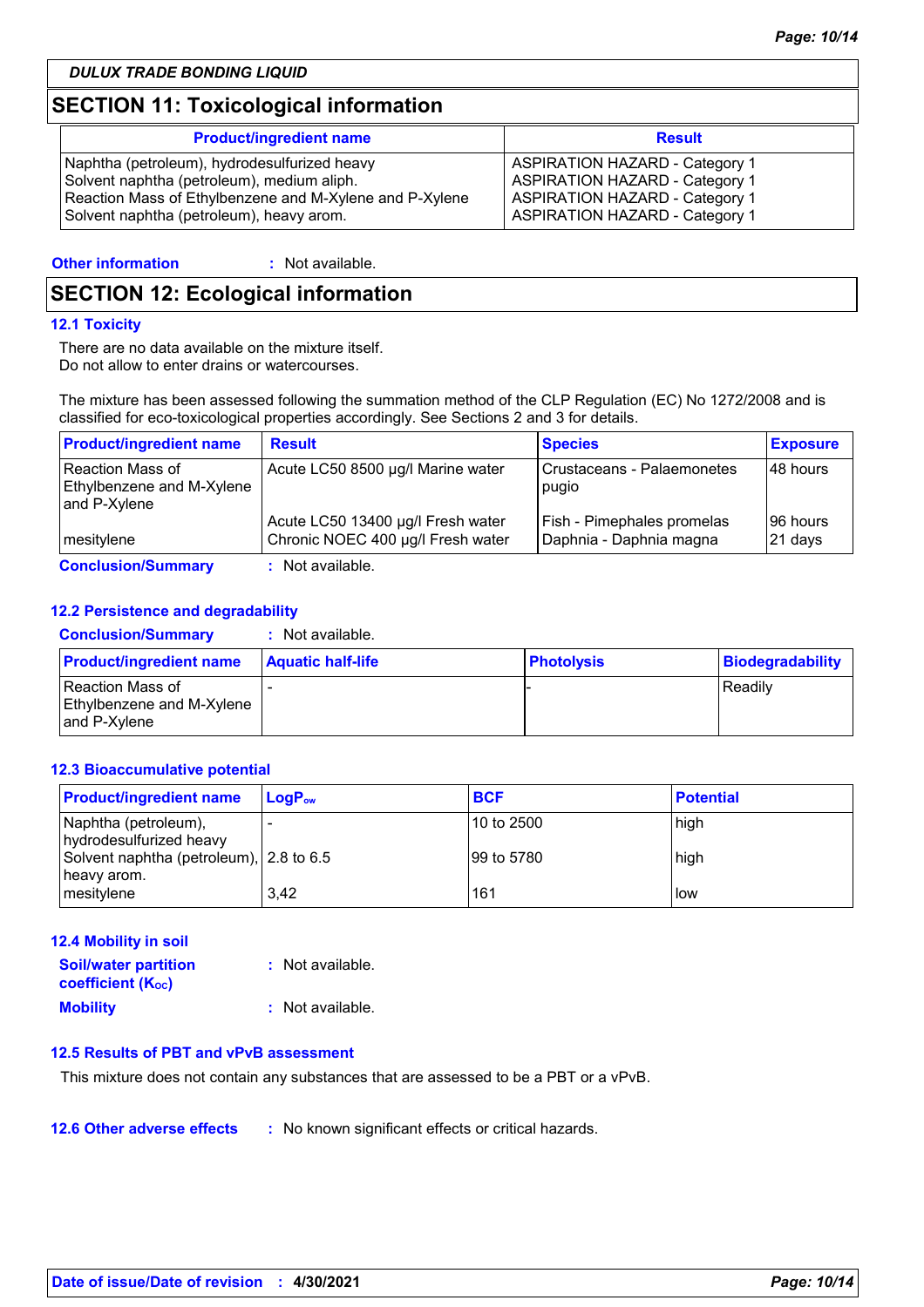DULUX TRADE BONDING LIQUID

## SECTION 11: Toxicological information

| Product/ingredient name | Result |
| --- | --- |
| Naphtha (petroleum), hydrodesulfurized heavy | ASPIRATION HAZARD - Category 1 |
| Solvent naphtha (petroleum), medium aliph. | ASPIRATION HAZARD - Category 1 |
| Reaction Mass of Ethylbenzene and M-Xylene and P-Xylene | ASPIRATION HAZARD - Category 1 |
| Solvent naphtha (petroleum), heavy arom. | ASPIRATION HAZARD - Category 1 |

**Other information** : Not available.

## SECTION 12: Ecological information

### 12.1 Toxicity

There are no data available on the mixture itself.
Do not allow to enter drains or watercourses.

The mixture has been assessed following the summation method of the CLP Regulation (EC) No 1272/2008 and is classified for eco-toxicological properties accordingly. See Sections 2 and 3 for details.

| Product/ingredient name | Result | Species | Exposure |
| --- | --- | --- | --- |
| Reaction Mass of Ethylbenzene and M-Xylene and P-Xylene | Acute LC50 8500 µg/l Marine water | Crustaceans - Palaemonetes pugio | 48 hours |
| mesitylene | Acute LC50 13400 µg/l Fresh water | Fish - Pimephales promelas | 96 hours |
| | Chronic NOEC 400 µg/l Fresh water | Daphnia - Daphnia magna | 21 days |

**Conclusion/Summary** : Not available.

### 12.2 Persistence and degradability

**Conclusion/Summary** : Not available.

| Product/ingredient name | Aquatic half-life | Photolysis | Biodegradability |
| --- | --- | --- | --- |
| Reaction Mass of Ethylbenzene and M-Xylene and P-Xylene | - | - | Readily |

### 12.3 Bioaccumulative potential

| Product/ingredient name | $LogP_{ow}$ | BCF | Potential |
| --- | --- | --- | --- |
| Naphtha (petroleum), hydrodesulfurized heavy | - | 10 to 2500 | high |
| Solvent naphtha (petroleum), heavy arom. | 2.8 to 6.5 | 99 to 5780 | high |
| mesitylene | 3,42 | 161 | low |

### 12.4 Mobility in soil

**Soil/water partition coefficient ($K_{OC}$)** : Not available.

**Mobility** : Not available.

### 12.5 Results of PBT and vPvB assessment

This mixture does not contain any substances that are assessed to be a PBT or a vPvB.

**12.6 Other adverse effects** : No known significant effects or critical hazards.

**Date of issue/Date of revision** : 4/30/2021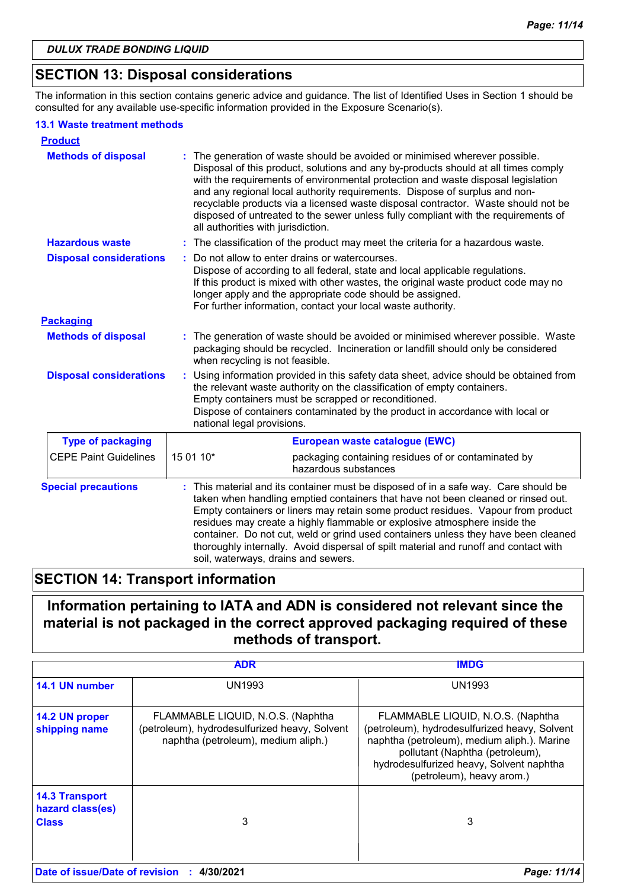## SECTION 13: Disposal considerations

The information in this section contains generic advice and guidance. The list of Identified Uses in Section 1 should be consulted for any available use-specific information provided in the Exposure Scenario(s).

### 13.1 Waste treatment methods

**Product**

**Methods of disposal** : The generation of waste should be avoided or minimised wherever possible. Disposal of this product, solutions and any by-products should at all times comply with the requirements of environmental protection and waste disposal legislation and any regional local authority requirements. Dispose of surplus and non-recyclable products via a licensed waste disposal contractor. Waste should not be disposed of untreated to the sewer unless fully compliant with the requirements of all authorities with jurisdiction.

**Hazardous waste** : The classification of the product may meet the criteria for a hazardous waste.

**Disposal considerations** : Do not allow to enter drains or watercourses.
Dispose of according to all federal, state and local applicable regulations.
If this product is mixed with other wastes, the original waste product code may no longer apply and the appropriate code should be assigned.
For further information, contact your local waste authority.

**Packaging**

**Methods of disposal** : The generation of waste should be avoided or minimised wherever possible. Waste packaging should be recycled. Incineration or landfill should only be considered when recycling is not feasible.

**Disposal considerations** : Using information provided in this safety data sheet, advice should be obtained from the relevant waste authority on the classification of empty containers.
Empty containers must be scrapped or reconditioned.
Dispose of containers contaminated by the product in accordance with local or national legal provisions.

| Type of packaging | European waste catalogue (EWC) | |
|---|---|---|
| CEPE Paint Guidelines | 15 01 10* | packaging containing residues of or contaminated by hazardous substances |

**Special precautions** : This material and its container must be disposed of in a safe way. Care should be taken when handling emptied containers that have not been cleaned or rinsed out. Empty containers or liners may retain some product residues. Vapour from product residues may create a highly flammable or explosive atmosphere inside the container. Do not cut, weld or grind used containers unless they have been cleaned thoroughly internally. Avoid dispersal of spilt material and runoff and contact with soil, waterways, drains and sewers.

## SECTION 14: Transport information

**Information pertaining to IATA and ADN is considered not relevant since the material is not packaged in the correct approved packaging required of these methods of transport.**

| | ADR | IMDG |
|---|---|---|
| 14.1 UN number | UN1993 | UN1993 |
| 14.2 UN proper shipping name | FLAMMABLE LIQUID, N.O.S. (Naphtha (petroleum), hydrodesulfurized heavy, Solvent naphtha (petroleum), medium aliph.) | FLAMMABLE LIQUID, N.O.S. (Naphtha (petroleum), hydrodesulfurized heavy, Solvent naphtha (petroleum), medium aliph.). Marine pollutant (Naphtha (petroleum), hydrodesulfurized heavy, Solvent naphtha (petroleum), heavy arom.) |
| 14.3 Transport hazard class(es) Class | 3 | 3 |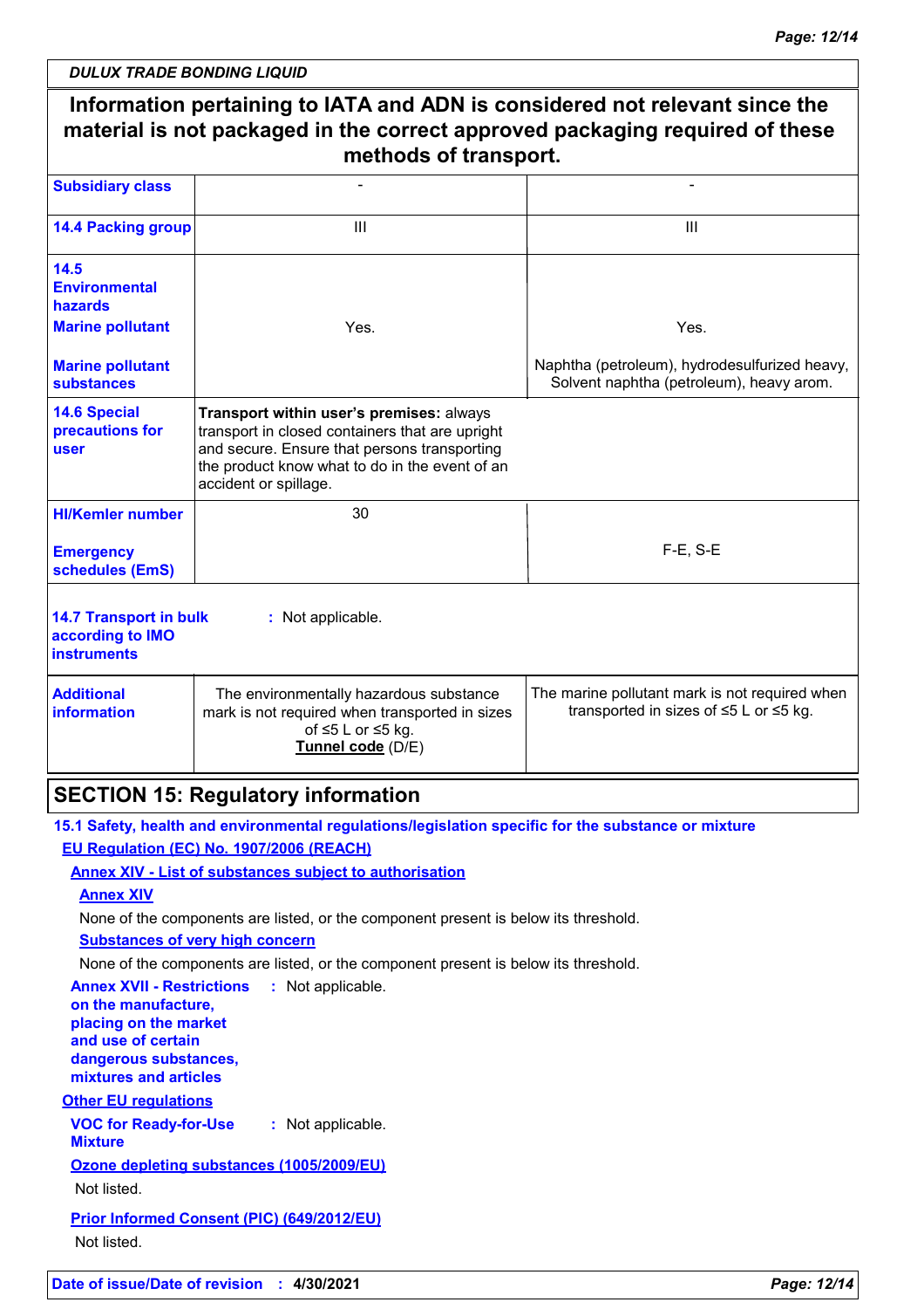**Information pertaining to IATA and ADN is considered not relevant since the material is not packaged in the correct approved packaging required of these methods of transport.**

| | | |
|---|---|---|
| **Subsidiary class** | - | - |
| **14.4 Packing group** | III | III |
| **14.5 Environmental hazards** **Marine pollutant** | Yes. | Yes. |
| **Marine pollutant substances** | | Naphtha (petroleum), hydrodesulfurized heavy, Solvent naphtha (petroleum), heavy arom. |
| **14.6 Special precautions for user** | **Transport within user's premises:** always transport in closed containers that are upright and secure. Ensure that persons transporting the product know what to do in the event of an accident or spillage. | |
| **HI/Kemler number** | 30 | |
| **Emergency schedules (EmS)** | | F-E, S-E |
| **14.7 Transport in bulk according to IMO instruments** | : Not applicable. | |
| **Additional information** | The environmentally hazardous substance mark is not required when transported in sizes of ≤5 L or ≤5 kg. **Tunnel code** (D/E) | The marine pollutant mark is not required when transported in sizes of ≤5 L or ≤5 kg. |

## SECTION 15: Regulatory information

**15.1 Safety, health and environmental regulations/legislation specific for the substance or mixture**

**EU Regulation (EC) No. 1907/2006 (REACH)**

**Annex XIV - List of substances subject to authorisation**

**Annex XIV**

None of the components are listed, or the component present is below its threshold.

**Substances of very high concern**

None of the components are listed, or the component present is below its threshold.

**Annex XVII - Restrictions on the manufacture, placing on the market and use of certain dangerous substances, mixtures and articles** : Not applicable.

**Other EU regulations**

**VOC for Ready-for-Use Mixture** : Not applicable.

**Ozone depleting substances (1005/2009/EU)**

Not listed.

**Prior Informed Consent (PIC) (649/2012/EU)**

Not listed.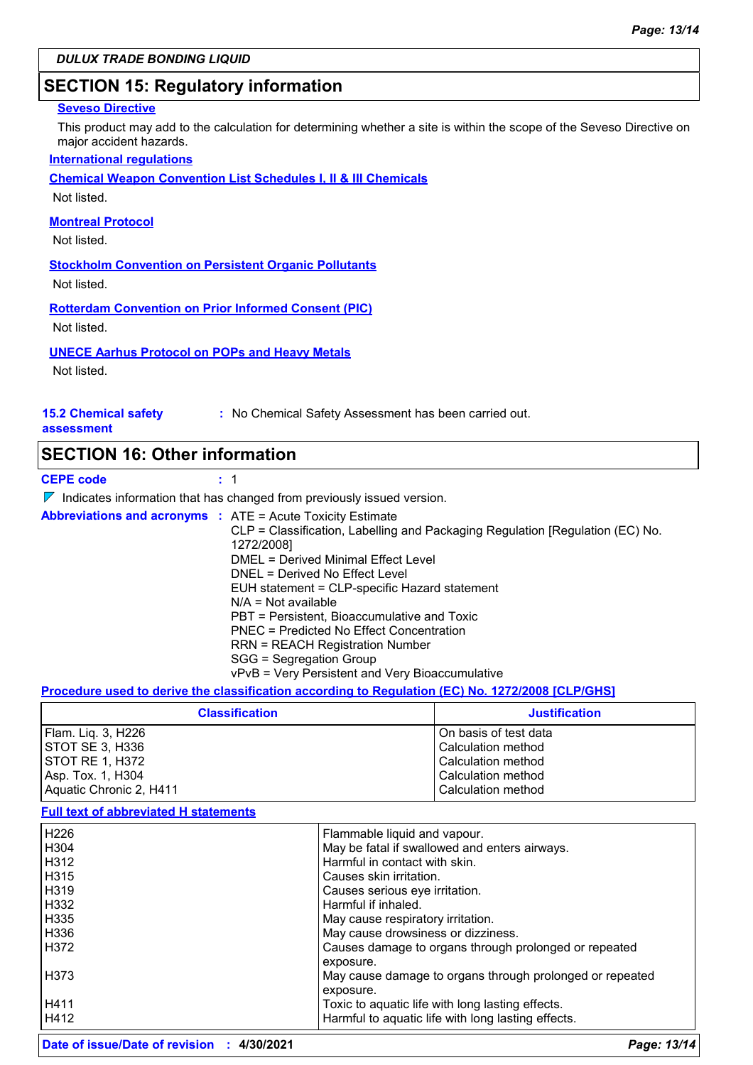## SECTION 15: Regulatory information

**Seveso Directive**

This product may add to the calculation for determining whether a site is within the scope of the Seveso Directive on major accident hazards.

**International regulations**

**Chemical Weapon Convention List Schedules I, II & III Chemicals**

Not listed.

**Montreal Protocol**

Not listed.

**Stockholm Convention on Persistent Organic Pollutants**

Not listed.

**Rotterdam Convention on Prior Informed Consent (PIC)**

Not listed.

**UNECE Aarhus Protocol on POPs and Heavy Metals**

Not listed.

**15.2 Chemical safety assessment** : No Chemical Safety Assessment has been carried out.

## SECTION 16: Other information

**CEPE code** : 1

Indicates information that has changed from previously issued version.

**Abbreviations and acronyms** :
ATE = Acute Toxicity Estimate
CLP = Classification, Labelling and Packaging Regulation [Regulation (EC) No. 1272/2008]
DMEL = Derived Minimal Effect Level
DNEL = Derived No Effect Level
EUH statement = CLP-specific Hazard statement
N/A = Not available
PBT = Persistent, Bioaccumulative and Toxic
PNEC = Predicted No Effect Concentration
RRN = REACH Registration Number
SGG = Segregation Group
vPvB = Very Persistent and Very Bioaccumulative

**Procedure used to derive the classification according to Regulation (EC) No. 1272/2008 [CLP/GHS]**

| Classification | Justification |
|---|---|
| Flam. Liq. 3, H226 | On basis of test data |
| STOT SE 3, H336 | Calculation method |
| STOT RE 1, H372 | Calculation method |
| Asp. Tox. 1, H304 | Calculation method |
| Aquatic Chronic 2, H411 | Calculation method |

**Full text of abbreviated H statements**

| | |
|---|---|
| H226 | Flammable liquid and vapour. |
| H304 | May be fatal if swallowed and enters airways. |
| H312 | Harmful in contact with skin. |
| H315 | Causes skin irritation. |
| H319 | Causes serious eye irritation. |
| H332 | Harmful if inhaled. |
| H335 | May cause respiratory irritation. |
| H336 | May cause drowsiness or dizziness. |
| H372 | Causes damage to organs through prolonged or repeated exposure. |
| H373 | May cause damage to organs through prolonged or repeated exposure. |
| H411 | Toxic to aquatic life with long lasting effects. |
| H412 | Harmful to aquatic life with long lasting effects. |

**Date of issue/Date of revision** : **4/30/2021**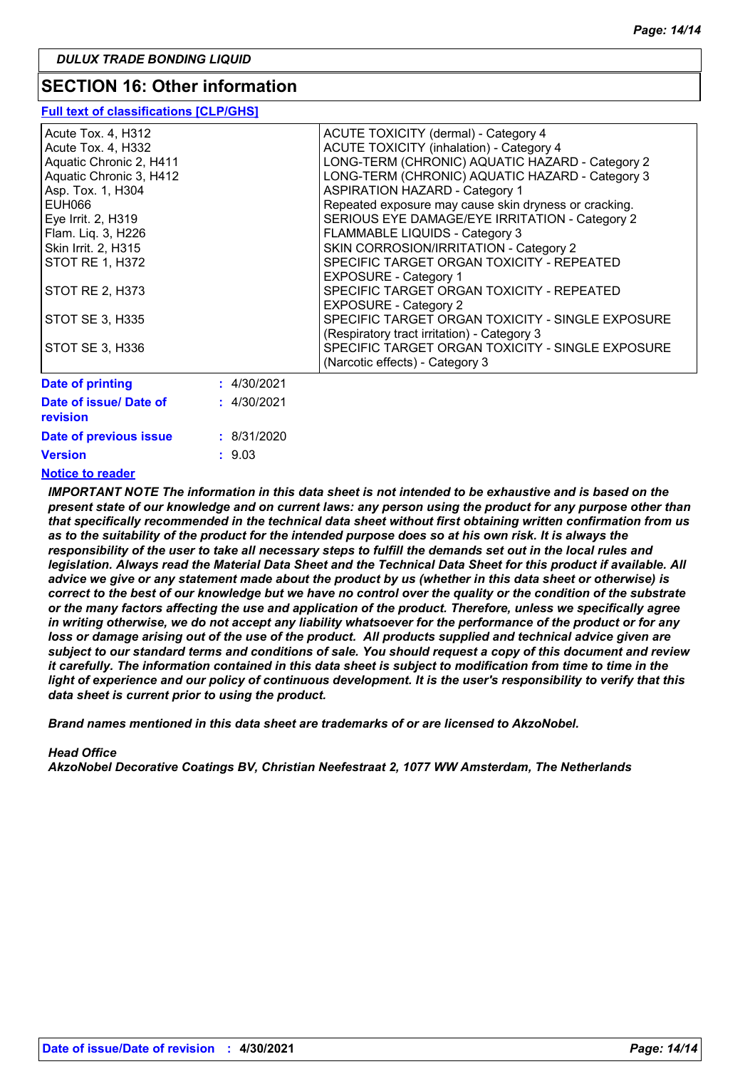**DULUX TRADE BONDING LIQUID**

## SECTION 16: Other information

**Full text of classifications [CLP/GHS]**

| | |
|---|---|
| Acute Tox. 4, H312 | ACUTE TOXICITY (dermal) - Category 4 |
| Acute Tox. 4, H332 | ACUTE TOXICITY (inhalation) - Category 4 |
| Aquatic Chronic 2, H411 | LONG-TERM (CHRONIC) AQUATIC HAZARD - Category 2 |
| Aquatic Chronic 3, H412 | LONG-TERM (CHRONIC) AQUATIC HAZARD - Category 3 |
| Asp. Tox. 1, H304 | ASPIRATION HAZARD - Category 1 |
| EUH066 | Repeated exposure may cause skin dryness or cracking. |
| Eye Irrit. 2, H319 | SERIOUS EYE DAMAGE/EYE IRRITATION - Category 2 |
| Flam. Liq. 3, H226 | FLAMMABLE LIQUIDS - Category 3 |
| Skin Irrit. 2, H315 | SKIN CORROSION/IRRITATION - Category 2 |
| STOT RE 1, H372 | SPECIFIC TARGET ORGAN TOXICITY - REPEATED EXPOSURE - Category 1 |
| STOT RE 2, H373 | SPECIFIC TARGET ORGAN TOXICITY - REPEATED EXPOSURE - Category 2 |
| STOT SE 3, H335 | SPECIFIC TARGET ORGAN TOXICITY - SINGLE EXPOSURE (Respiratory tract irritation) - Category 3 |
| STOT SE 3, H336 | SPECIFIC TARGET ORGAN TOXICITY - SINGLE EXPOSURE (Narcotic effects) - Category 3 |

**Date of printing** : 4/30/2021

**Date of issue/ Date of revision** : 4/30/2021

**Date of previous issue** : 8/31/2020

**Version** : 9.03

**Notice to reader**

***IMPORTANT NOTE The information in this data sheet is not intended to be exhaustive and is based on the present state of our knowledge and on current laws: any person using the product for any purpose other than that specifically recommended in the technical data sheet without first obtaining written confirmation from us as to the suitability of the product for the intended purpose does so at his own risk. It is always the responsibility of the user to take all necessary steps to fulfill the demands set out in the local rules and legislation. Always read the Material Data Sheet and the Technical Data Sheet for this product if available. All advice we give or any statement made about the product by us (whether in this data sheet or otherwise) is correct to the best of our knowledge but we have no control over the quality or the condition of the substrate or the many factors affecting the use and application of the product. Therefore, unless we specifically agree in writing otherwise, we do not accept any liability whatsoever for the performance of the product or for any loss or damage arising out of the use of the product. All products supplied and technical advice given are subject to our standard terms and conditions of sale. You should request a copy of this document and review it carefully. The information contained in this data sheet is subject to modification from time to time in the light of experience and our policy of continuous development. It is the user's responsibility to verify that this data sheet is current prior to using the product.***

***Brand names mentioned in this data sheet are trademarks of or are licensed to AkzoNobel.***

***Head Office***
***AkzoNobel Decorative Coatings BV, Christian Neefestraat 2, 1077 WW Amsterdam, The Netherlands***